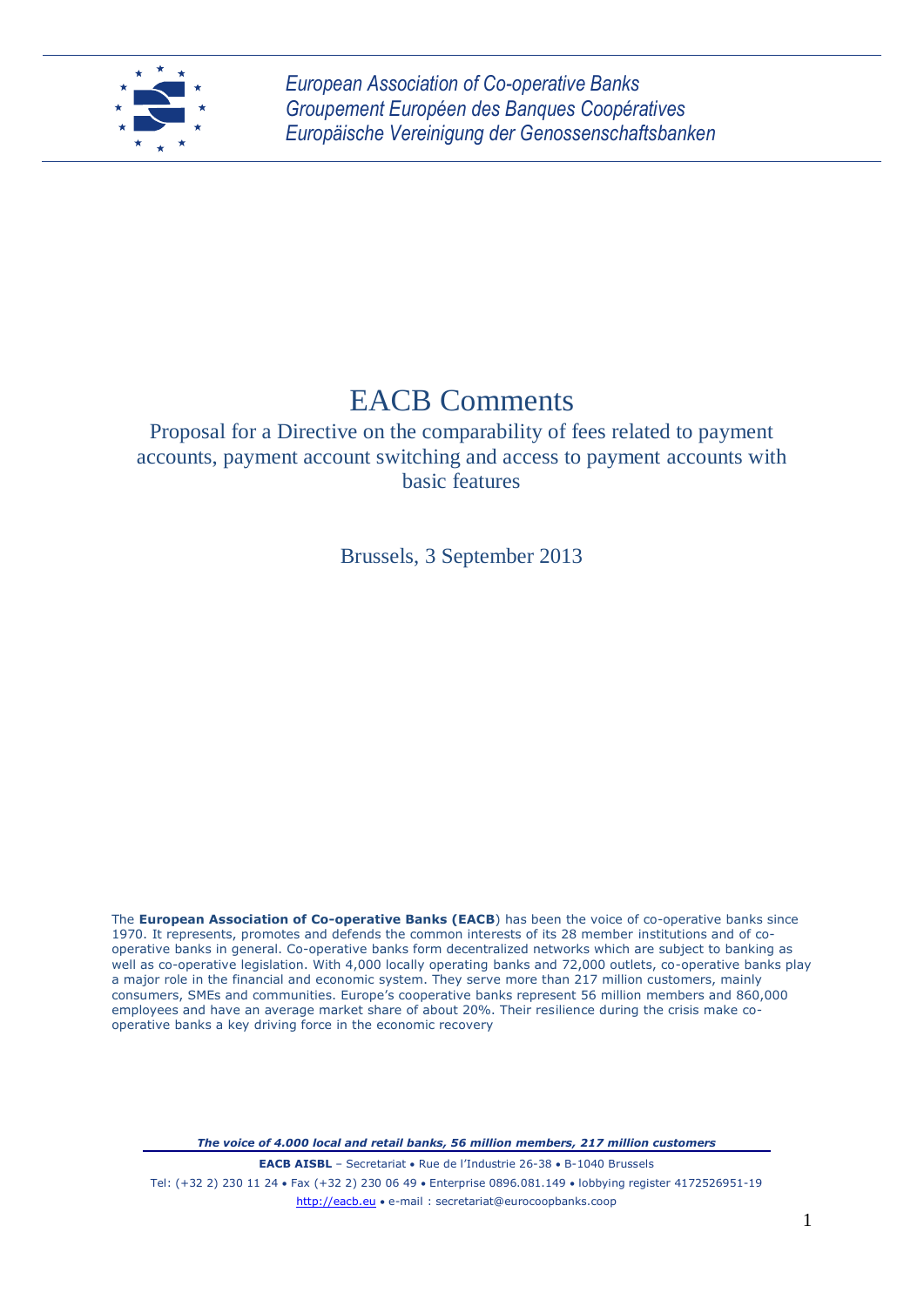*European Association of Co-operative Banks*
*Groupement Européen des Banques Coopératives*
*Europäische Vereinigung der Genossenschaftsbanken*

# EACB Comments

## Proposal for a Directive on the comparability of fees related to payment accounts, payment account switching and access to payment accounts with basic features

Brussels, 3 September 2013

The **European Association of Co-operative Banks (EACB**) has been the voice of co-operative banks since 1970. It represents, promotes and defends the common interests of its 28 member institutions and of co-operative banks in general. Co-operative banks form decentralized networks which are subject to banking as well as co-operative legislation. With 4,000 locally operating banks and 72,000 outlets, co-operative banks play a major role in the financial and economic system. They serve more than 217 million customers, mainly consumers, SMEs and communities. Europe's cooperative banks represent 56 million members and 860,000 employees and have an average market share of about 20%. Their resilience during the crisis make co-operative banks a key driving force in the economic recovery

***The voice of 4.000 local and retail banks, 56 million members, 217 million customers***

**EACB AISBL** – Secretariat • Rue de l'Industrie 26-38 • B-1040 Brussels
Tel: (+32 2) 230 11 24 • Fax (+32 2) 230 06 49 • Enterprise 0896.081.149 • lobbying register 4172526951-19
http://eacb.eu • e-mail : secretariat@eurocoopbanks.coop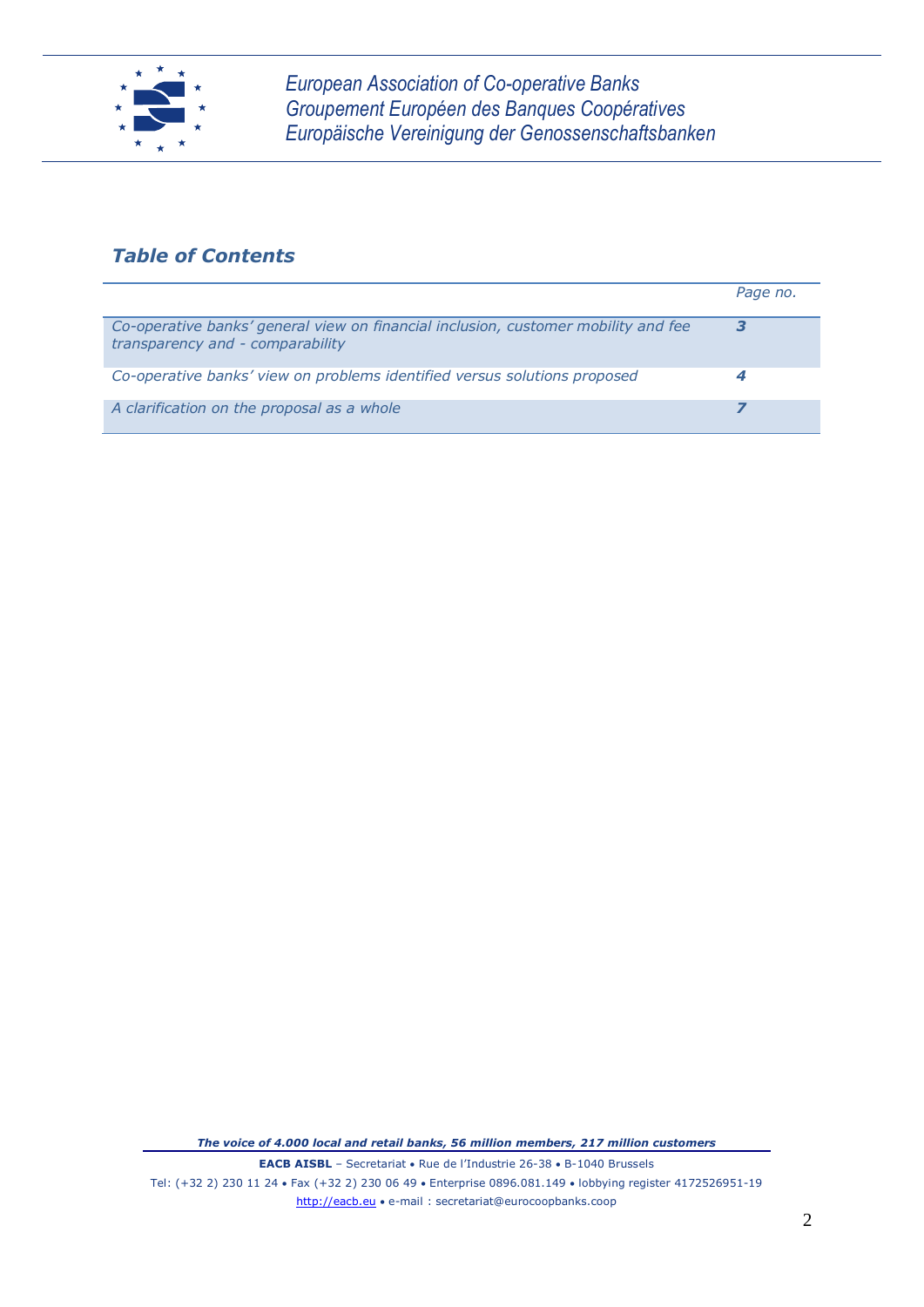## *Table of Contents*

| | *Page no.* |
|---|---|
| *Co-operative banks' general view on financial inclusion, customer mobility and fee transparency and - comparability* | ***3*** |
| *Co-operative banks' view on problems identified versus solutions proposed* | ***4*** |
| *A clarification on the proposal as a whole* | ***7*** |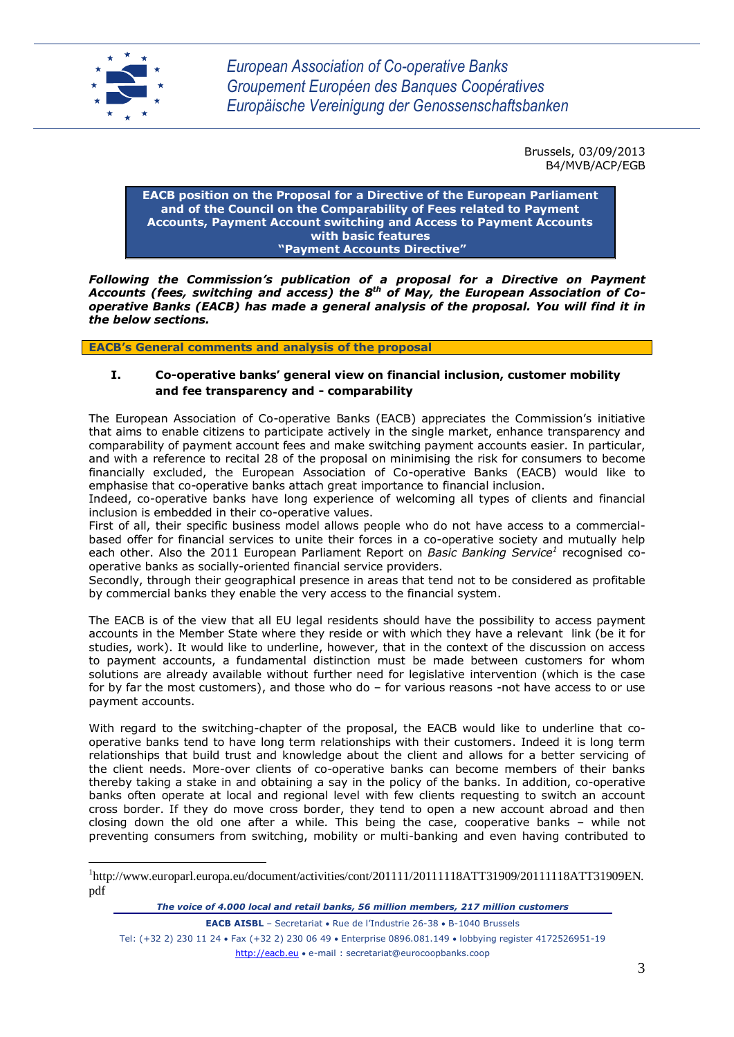European Association of Co-operative Banks
Groupement Européen des Banques Coopératives
Europäische Vereinigung der Genossenschaftsbanken

Brussels, 03/09/2013
B4/MVB/ACP/EGB

**EACB position on the Proposal for a Directive of the European Parliament and of the Council on the Comparability of Fees related to Payment Accounts, Payment Account switching and Access to Payment Accounts with basic features "Payment Accounts Directive"**

***Following the Commission's publication of a proposal for a Directive on Payment Accounts (fees, switching and access) the 8th of May, the European Association of Co-operative Banks (EACB) has made a general analysis of the proposal. You will find it in the below sections.***

## EACB's General comments and analysis of the proposal

### I. Co-operative banks' general view on financial inclusion, customer mobility and fee transparency and - comparability

The European Association of Co-operative Banks (EACB) appreciates the Commission's initiative that aims to enable citizens to participate actively in the single market, enhance transparency and comparability of payment account fees and make switching payment accounts easier. In particular, and with a reference to recital 28 of the proposal on minimising the risk for consumers to become financially excluded, the European Association of Co-operative Banks (EACB) would like to emphasise that co-operative banks attach great importance to financial inclusion.
Indeed, co-operative banks have long experience of welcoming all types of clients and financial inclusion is embedded in their co-operative values.
First of all, their specific business model allows people who do not have access to a commercial-based offer for financial services to unite their forces in a co-operative society and mutually help each other. Also the 2011 European Parliament Report on *Basic Banking Service*[1] recognised co-operative banks as socially-oriented financial service providers.
Secondly, through their geographical presence in areas that tend not to be considered as profitable by commercial banks they enable the very access to the financial system.

The EACB is of the view that all EU legal residents should have the possibility to access payment accounts in the Member State where they reside or with which they have a relevant link (be it for studies, work). It would like to underline, however, that in the context of the discussion on access to payment accounts, a fundamental distinction must be made between customers for whom solutions are already available without further need for legislative intervention (which is the case for by far the most customers), and those who do – for various reasons -not have access to or use payment accounts.

With regard to the switching-chapter of the proposal, the EACB would like to underline that co-operative banks tend to have long term relationships with their customers. Indeed it is long term relationships that build trust and knowledge about the client and allows for a better servicing of the client needs. More-over clients of co-operative banks can become members of their banks thereby taking a stake in and obtaining a say in the policy of the banks. In addition, co-operative banks often operate at local and regional level with few clients requesting to switch an account cross border. If they do move cross border, they tend to open a new account abroad and then closing down the old one after a while. This being the case, cooperative banks – while not preventing consumers from switching, mobility or multi-banking and even having contributed to

---

[1] http://www.europarl.europa.eu/document/activities/cont/201111/20111118ATT31909/20111118ATT31909EN.pdf

*The voice of 4.000 local and retail banks, 56 million members, 217 million customers*

**EACB AISBL** – Secretariat • Rue de l'Industrie 26-38 • B-1040 Brussels
Tel: (+32 2) 230 11 24 • Fax (+32 2) 230 06 49 • Enterprise 0896.081.149 • lobbying register 4172526951-19
http://eacb.eu • e-mail : secretariat@eurocoopbanks.coop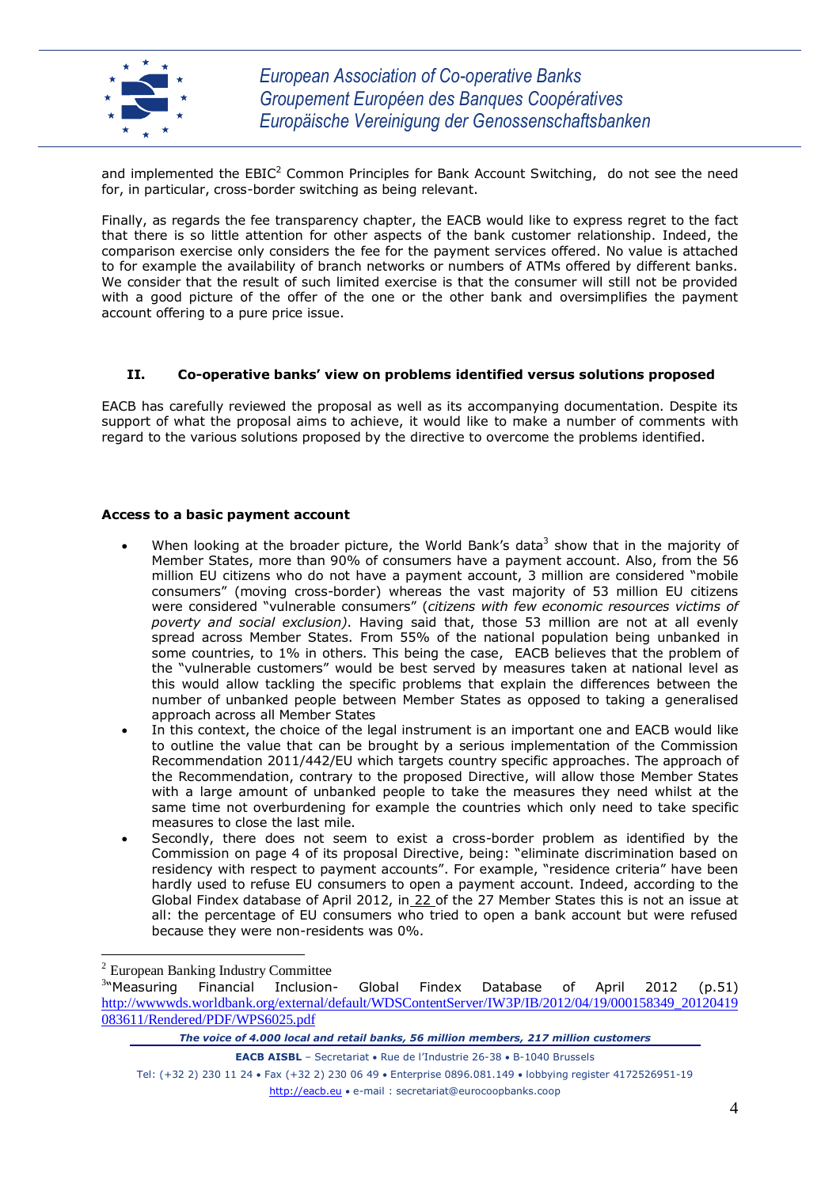and implemented the EBIC[2] Common Principles for Bank Account Switching, do not see the need for, in particular, cross-border switching as being relevant.

Finally, as regards the fee transparency chapter, the EACB would like to express regret to the fact that there is so little attention for other aspects of the bank customer relationship. Indeed, the comparison exercise only considers the fee for the payment services offered. No value is attached to for example the availability of branch networks or numbers of ATMs offered by different banks. We consider that the result of such limited exercise is that the consumer will still not be provided with a good picture of the offer of the one or the other bank and oversimplifies the payment account offering to a pure price issue.

## II. Co-operative banks' view on problems identified versus solutions proposed

EACB has carefully reviewed the proposal as well as its accompanying documentation. Despite its support of what the proposal aims to achieve, it would like to make a number of comments with regard to the various solutions proposed by the directive to overcome the problems identified.

### Access to a basic payment account

- When looking at the broader picture, the World Bank's data[3] show that in the majority of Member States, more than 90% of consumers have a payment account. Also, from the 56 million EU citizens who do not have a payment account, 3 million are considered "mobile consumers" (moving cross-border) whereas the vast majority of 53 million EU citizens were considered "vulnerable consumers" (*citizens with few economic resources victims of poverty and social exclusion)*. Having said that, those 53 million are not at all evenly spread across Member States. From 55% of the national population being unbanked in some countries, to 1% in others. This being the case, EACB believes that the problem of the "vulnerable customers" would be best served by measures taken at national level as this would allow tackling the specific problems that explain the differences between the number of unbanked people between Member States as opposed to taking a generalised approach across all Member States
- In this context, the choice of the legal instrument is an important one and EACB would like to outline the value that can be brought by a serious implementation of the Commission Recommendation 2011/442/EU which targets country specific approaches. The approach of the Recommendation, contrary to the proposed Directive, will allow those Member States with a large amount of unbanked people to take the measures they need whilst at the same time not overburdening for example the countries which only need to take specific measures to close the last mile.
- Secondly, there does not seem to exist a cross-border problem as identified by the Commission on page 4 of its proposal Directive, being: "eliminate discrimination based on residency with respect to payment accounts". For example, "residence criteria" have been hardly used to refuse EU consumers to open a payment account. Indeed, according to the Global Findex database of April 2012, in 22 of the 27 Member States this is not an issue at all: the percentage of EU consumers who tried to open a bank account but were refused because they were non-residents was 0%.

---

[2] European Banking Industry Committee

[3] "Measuring Financial Inclusion- Global Findex Database of April 2012 (p.51) http://wwwwds.worldbank.org/external/default/WDSContentServer/IW3P/IB/2012/04/19/000158349_20120419083611/Rendered/PDF/WPS6025.pdf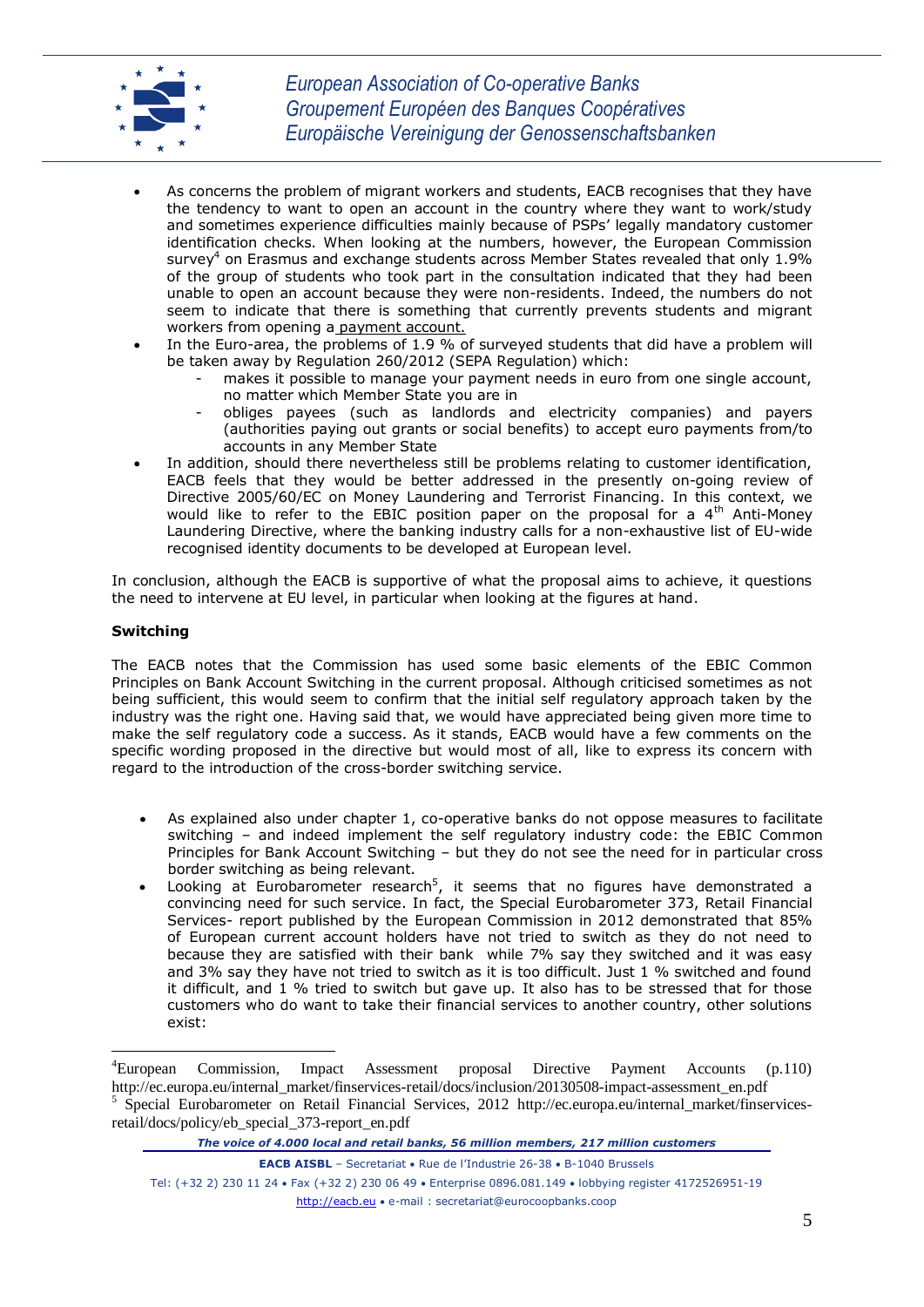- As concerns the problem of migrant workers and students, EACB recognises that they have the tendency to want to open an account in the country where they want to work/study and sometimes experience difficulties mainly because of PSPs' legally mandatory customer identification checks. When looking at the numbers, however, the European Commission survey[4] on Erasmus and exchange students across Member States revealed that only 1.9% of the group of students who took part in the consultation indicated that they had been unable to open an account because they were non-residents. Indeed, the numbers do not seem to indicate that there is something that currently prevents students and migrant workers from opening a payment account.
- In the Euro-area, the problems of 1.9 % of surveyed students that did have a problem will be taken away by Regulation 260/2012 (SEPA Regulation) which:
  - makes it possible to manage your payment needs in euro from one single account, no matter which Member State you are in
  - obliges payees (such as landlords and electricity companies) and payers (authorities paying out grants or social benefits) to accept euro payments from/to accounts in any Member State
- In addition, should there nevertheless still be problems relating to customer identification, EACB feels that they would be better addressed in the presently on-going review of Directive 2005/60/EC on Money Laundering and Terrorist Financing. In this context, we would like to refer to the EBIC position paper on the proposal for a 4th Anti-Money Laundering Directive, where the banking industry calls for a non-exhaustive list of EU-wide recognised identity documents to be developed at European level.

In conclusion, although the EACB is supportive of what the proposal aims to achieve, it questions the need to intervene at EU level, in particular when looking at the figures at hand.

**Switching**

The EACB notes that the Commission has used some basic elements of the EBIC Common Principles on Bank Account Switching in the current proposal. Although criticised sometimes as not being sufficient, this would seem to confirm that the initial self regulatory approach taken by the industry was the right one. Having said that, we would have appreciated being given more time to make the self regulatory code a success. As it stands, EACB would have a few comments on the specific wording proposed in the directive but would most of all, like to express its concern with regard to the introduction of the cross-border switching service.

- As explained also under chapter 1, co-operative banks do not oppose measures to facilitate switching – and indeed implement the self regulatory industry code: the EBIC Common Principles for Bank Account Switching – but they do not see the need for in particular cross border switching as being relevant.
- Looking at Eurobarometer research[5], it seems that no figures have demonstrated a convincing need for such service. In fact, the Special Eurobarometer 373, Retail Financial Services- report published by the European Commission in 2012 demonstrated that 85% of European current account holders have not tried to switch as they do not need to because they are satisfied with their bank while 7% say they switched and it was easy and 3% say they have not tried to switch as it is too difficult. Just 1 % switched and found it difficult, and 1 % tried to switch but gave up. It also has to be stressed that for those customers who do want to take their financial services to another country, other solutions exist:

---

[4] European Commission, Impact Assessment proposal Directive Payment Accounts (p.110) http://ec.europa.eu/internal_market/finservices-retail/docs/inclusion/20130508-impact-assessment_en.pdf

[5] Special Eurobarometer on Retail Financial Services, 2012 http://ec.europa.eu/internal_market/finservices-retail/docs/policy/eb_special_373-report_en.pdf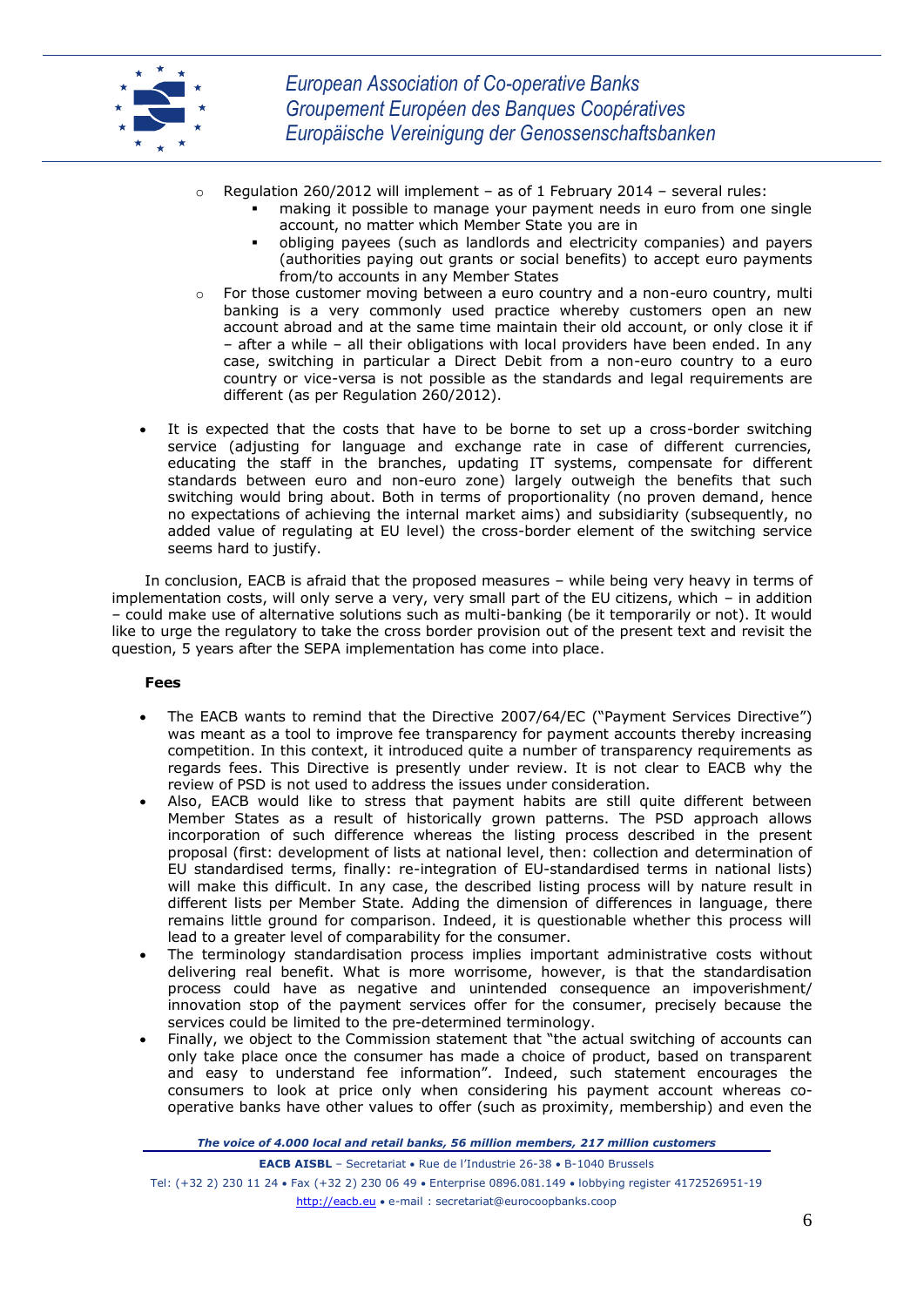- Regulation 260/2012 will implement – as of 1 February 2014 – several rules:
    - making it possible to manage your payment needs in euro from one single account, no matter which Member State you are in
    - obliging payees (such as landlords and electricity companies) and payers (authorities paying out grants or social benefits) to accept euro payments from/to accounts in any Member States
- For those customer moving between a euro country and a non-euro country, multi banking is a very commonly used practice whereby customers open an new account abroad and at the same time maintain their old account, or only close it if – after a while – all their obligations with local providers have been ended. In any case, switching in particular a Direct Debit from a non-euro country to a euro country or vice-versa is not possible as the standards and legal requirements are different (as per Regulation 260/2012).

- It is expected that the costs that have to be borne to set up a cross-border switching service (adjusting for language and exchange rate in case of different currencies, educating the staff in the branches, updating IT systems, compensate for different standards between euro and non-euro zone) largely outweigh the benefits that such switching would bring about. Both in terms of proportionality (no proven demand, hence no expectations of achieving the internal market aims) and subsidiarity (subsequently, no added value of regulating at EU level) the cross-border element of the switching service seems hard to justify.

In conclusion, EACB is afraid that the proposed measures – while being very heavy in terms of implementation costs, will only serve a very, very small part of the EU citizens, which – in addition – could make use of alternative solutions such as multi-banking (be it temporarily or not). It would like to urge the regulatory to take the cross border provision out of the present text and revisit the question, 5 years after the SEPA implementation has come into place.

**Fees**

- The EACB wants to remind that the Directive 2007/64/EC ("Payment Services Directive") was meant as a tool to improve fee transparency for payment accounts thereby increasing competition. In this context, it introduced quite a number of transparency requirements as regards fees. This Directive is presently under review. It is not clear to EACB why the review of PSD is not used to address the issues under consideration.
- Also, EACB would like to stress that payment habits are still quite different between Member States as a result of historically grown patterns. The PSD approach allows incorporation of such difference whereas the listing process described in the present proposal (first: development of lists at national level, then: collection and determination of EU standardised terms, finally: re-integration of EU-standardised terms in national lists) will make this difficult. In any case, the described listing process will by nature result in different lists per Member State. Adding the dimension of differences in language, there remains little ground for comparison. Indeed, it is questionable whether this process will lead to a greater level of comparability for the consumer.
- The terminology standardisation process implies important administrative costs without delivering real benefit. What is more worrisome, however, is that the standardisation process could have as negative and unintended consequence an impoverishment/ innovation stop of the payment services offer for the consumer, precisely because the services could be limited to the pre-determined terminology.
- Finally, we object to the Commission statement that "the actual switching of accounts can only take place once the consumer has made a choice of product, based on transparent and easy to understand fee information". Indeed, such statement encourages the consumers to look at price only when considering his payment account whereas co-operative banks have other values to offer (such as proximity, membership) and even the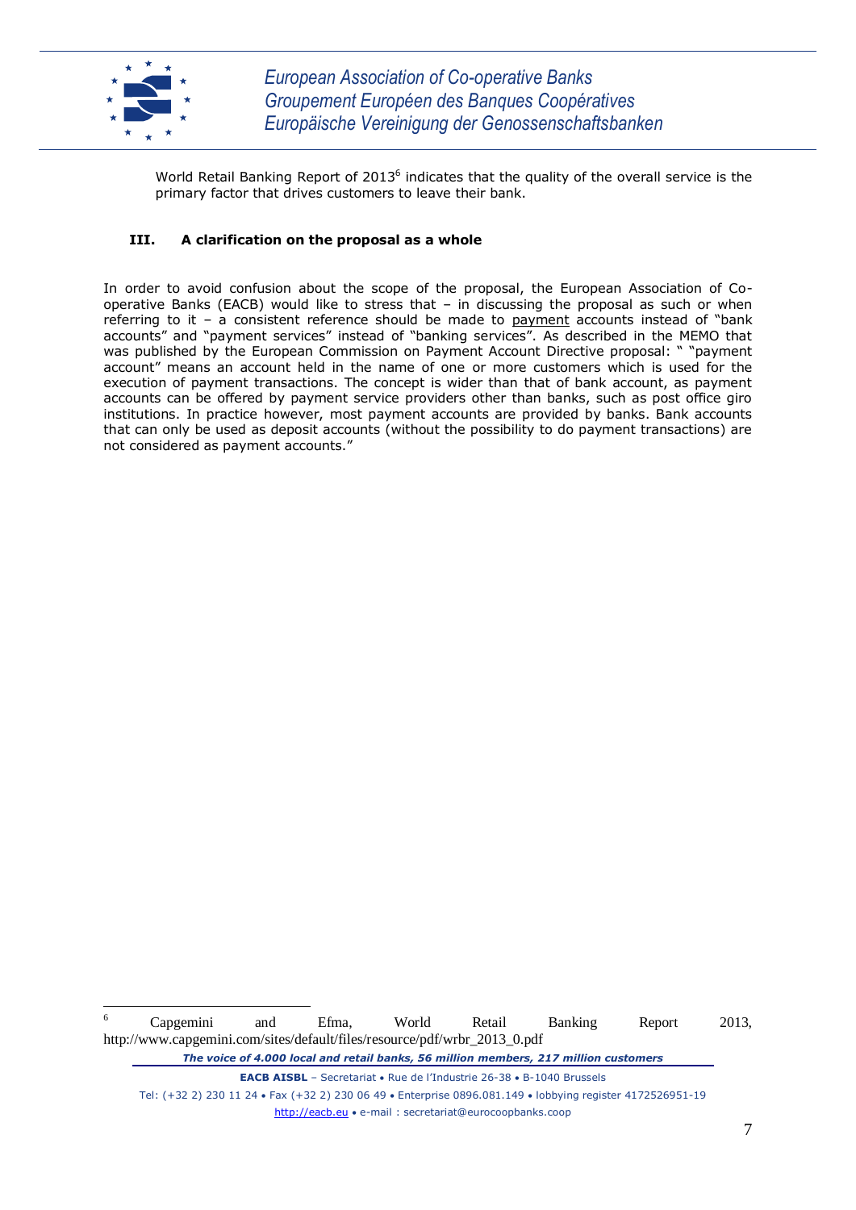World Retail Banking Report of 2013[6] indicates that the quality of the overall service is the primary factor that drives customers to leave their bank.

## III. A clarification on the proposal as a whole

In order to avoid confusion about the scope of the proposal, the European Association of Co-operative Banks (EACB) would like to stress that – in discussing the proposal as such or when referring to it – a consistent reference should be made to <u>payment</u> accounts instead of "bank accounts" and "payment services" instead of "banking services". As described in the MEMO that was published by the European Commission on Payment Account Directive proposal: " "payment account" means an account held in the name of one or more customers which is used for the execution of payment transactions. The concept is wider than that of bank account, as payment accounts can be offered by payment service providers other than banks, such as post office giro institutions. In practice however, most payment accounts are provided by banks. Bank accounts that can only be used as deposit accounts (without the possibility to do payment transactions) are not considered as payment accounts."

---

[6] Capgemini and Efma, World Retail Banking Report 2013, http://www.capgemini.com/sites/default/files/resource/pdf/wrbr_2013_0.pdf